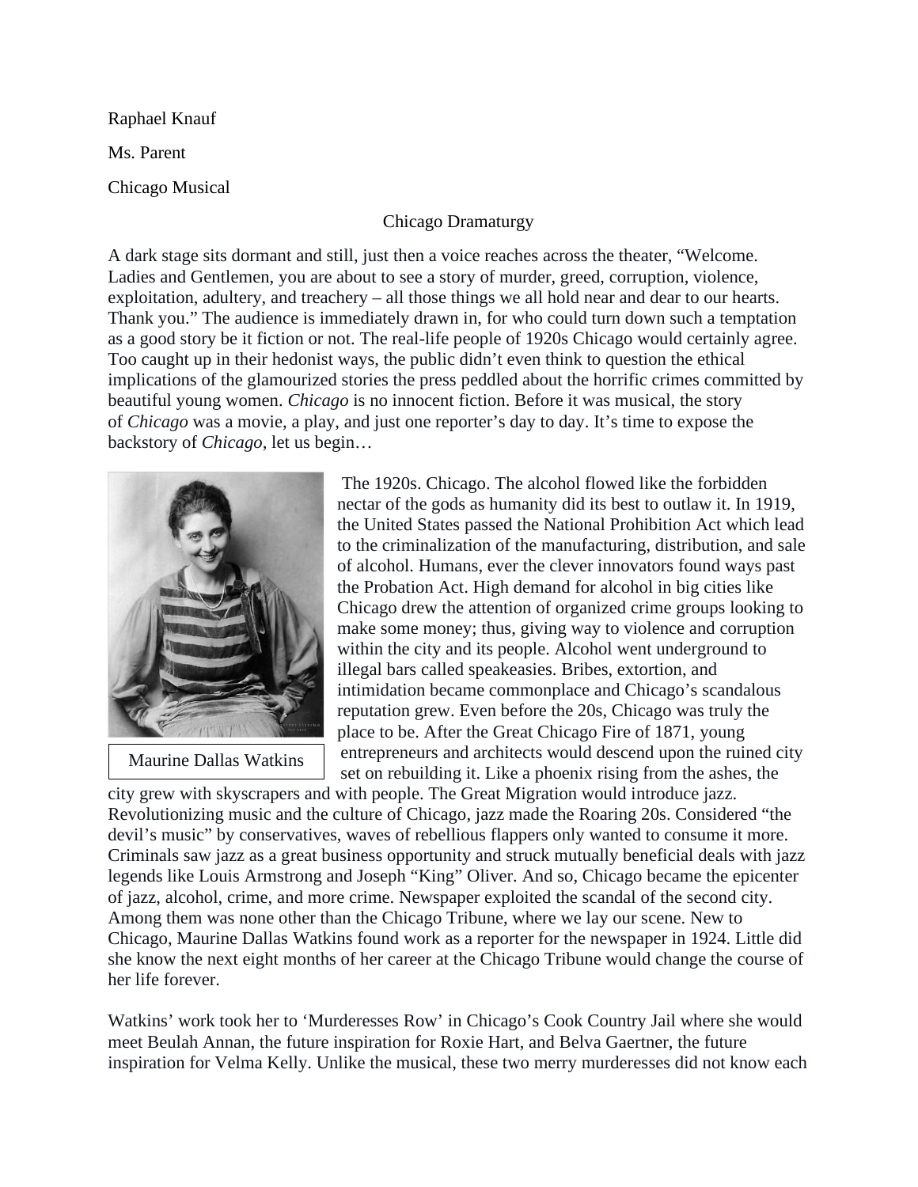Raphael Knauf

Ms. Parent

Chicago Musical

# Chicago Dramaturgy

A dark stage sits dormant and still, just then a voice reaches across the theater, "Welcome. Ladies and Gentlemen, you are about to see a story of murder, greed, corruption, violence, exploitation, adultery, and treachery – all those things we all hold near and dear to our hearts. Thank you." The audience is immediately drawn in, for who could turn down such a temptation as a good story be it fiction or not. The real-life people of 1920s Chicago would certainly agree. Too caught up in their hedonist ways, the public didn't even think to question the ethical implications of the glamourized stories the press peddled about the horrific crimes committed by beautiful young women. *Chicago* is no innocent fiction. Before it was musical, the story of *Chicago* was a movie, a play, and just one reporter's day to day. It's time to expose the backstory of *Chicago*, let us begin…

Maurine Dallas Watkins

The 1920s. Chicago. The alcohol flowed like the forbidden nectar of the gods as humanity did its best to outlaw it. In 1919, the United States passed the National Prohibition Act which lead to the criminalization of the manufacturing, distribution, and sale of alcohol. Humans, ever the clever innovators found ways past the Probation Act. High demand for alcohol in big cities like Chicago drew the attention of organized crime groups looking to make some money; thus, giving way to violence and corruption within the city and its people. Alcohol went underground to illegal bars called speakeasies. Bribes, extortion, and intimidation became commonplace and Chicago's scandalous reputation grew. Even before the 20s, Chicago was truly the place to be. After the Great Chicago Fire of 1871, young entrepreneurs and architects would descend upon the ruined city set on rebuilding it. Like a phoenix rising from the ashes, the city grew with skyscrapers and with people. The Great Migration would introduce jazz. Revolutionizing music and the culture of Chicago, jazz made the Roaring 20s. Considered "the devil's music" by conservatives, waves of rebellious flappers only wanted to consume it more. Criminals saw jazz as a great business opportunity and struck mutually beneficial deals with jazz legends like Louis Armstrong and Joseph "King" Oliver. And so, Chicago became the epicenter of jazz, alcohol, crime, and more crime. Newspaper exploited the scandal of the second city. Among them was none other than the Chicago Tribune, where we lay our scene. New to Chicago, Maurine Dallas Watkins found work as a reporter for the newspaper in 1924. Little did she know the next eight months of her career at the Chicago Tribune would change the course of her life forever.

Watkins' work took her to 'Murderesses Row' in Chicago's Cook Country Jail where she would meet Beulah Annan, the future inspiration for Roxie Hart, and Belva Gaertner, the future inspiration for Velma Kelly. Unlike the musical, these two merry murderesses did not know each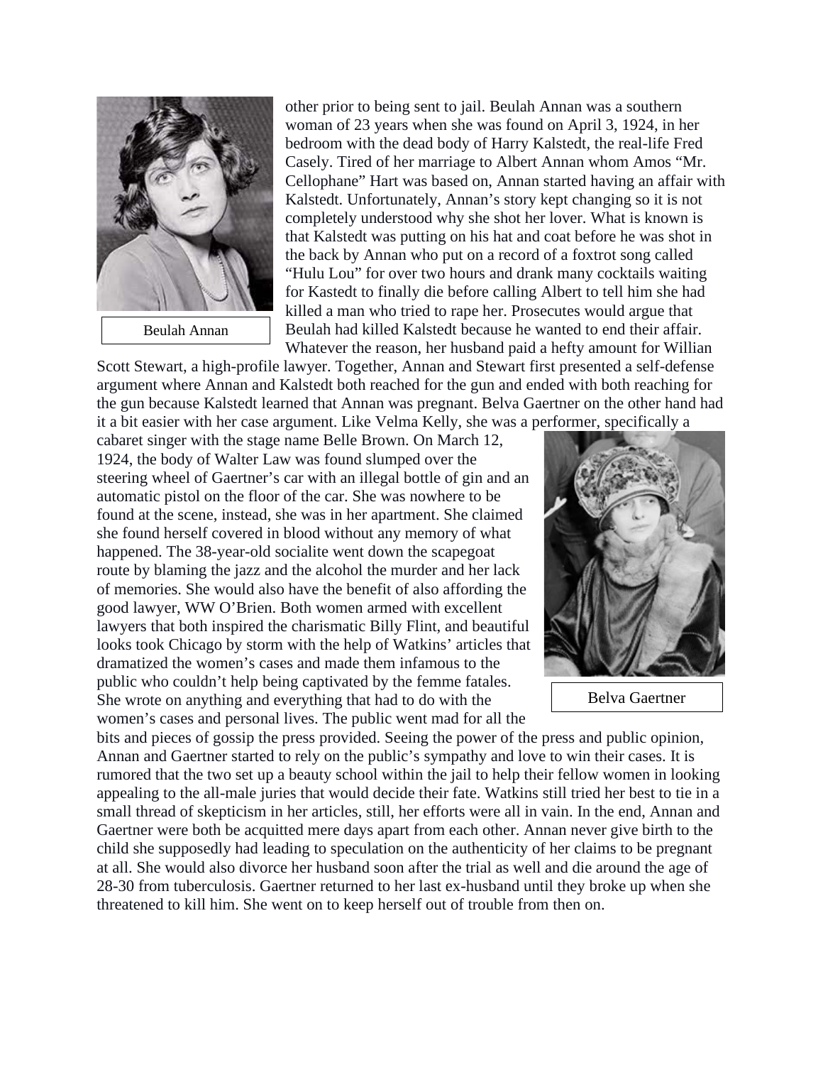Beulah Annan

other prior to being sent to jail. Beulah Annan was a southern woman of 23 years when she was found on April 3, 1924, in her bedroom with the dead body of Harry Kalstedt, the real-life Fred Casely. Tired of her marriage to Albert Annan whom Amos "Mr. Cellophane" Hart was based on, Annan started having an affair with Kalstedt. Unfortunately, Annan's story kept changing so it is not completely understood why she shot her lover. What is known is that Kalstedt was putting on his hat and coat before he was shot in the back by Annan who put on a record of a foxtrot song called "Hulu Lou" for over two hours and drank many cocktails waiting for Kastedt to finally die before calling Albert to tell him she had killed a man who tried to rape her. Prosecutes would argue that Beulah had killed Kalstedt because he wanted to end their affair. Whatever the reason, her husband paid a hefty amount for Willian Scott Stewart, a high-profile lawyer. Together, Annan and Stewart first presented a self-defense argument where Annan and Kalstedt both reached for the gun and ended with both reaching for the gun because Kalstedt learned that Annan was pregnant. Belva Gaertner on the other hand had it a bit easier with her case argument. Like Velma Kelly, she was a performer, specifically a cabaret singer with the stage name Belle Brown. On March 12, 1924, the body of Walter Law was found slumped over the steering wheel of Gaertner's car with an illegal bottle of gin and an automatic pistol on the floor of the car. She was nowhere to be found at the scene, instead, she was in her apartment. She claimed she found herself covered in blood without any memory of what happened. The 38-year-old socialite went down the scapegoat route by blaming the jazz and the alcohol the murder and her lack of memories. She would also have the benefit of also affording the good lawyer, WW O'Brien. Both women armed with excellent lawyers that both inspired the charismatic Billy Flint, and beautiful looks took Chicago by storm with the help of Watkins' articles that dramatized the women's cases and made them infamous to the public who couldn't help being captivated by the femme fatales. She wrote on anything and everything that had to do with the women's cases and personal lives. The public went mad for all the bits and pieces of gossip the press provided. Seeing the power of the press and public opinion, Annan and Gaertner started to rely on the public's sympathy and love to win their cases. It is rumored that the two set up a beauty school within the jail to help their fellow women in looking appealing to the all-male juries that would decide their fate. Watkins still tried her best to tie in a small thread of skepticism in her articles, still, her efforts were all in vain. In the end, Annan and Gaertner were both be acquitted mere days apart from each other. Annan never give birth to the child she supposedly had leading to speculation on the authenticity of her claims to be pregnant at all. She would also divorce her husband soon after the trial as well and die around the age of 28-30 from tuberculosis. Gaertner returned to her last ex-husband until they broke up when she threatened to kill him. She went on to keep herself out of trouble from then on.

Belva Gaertner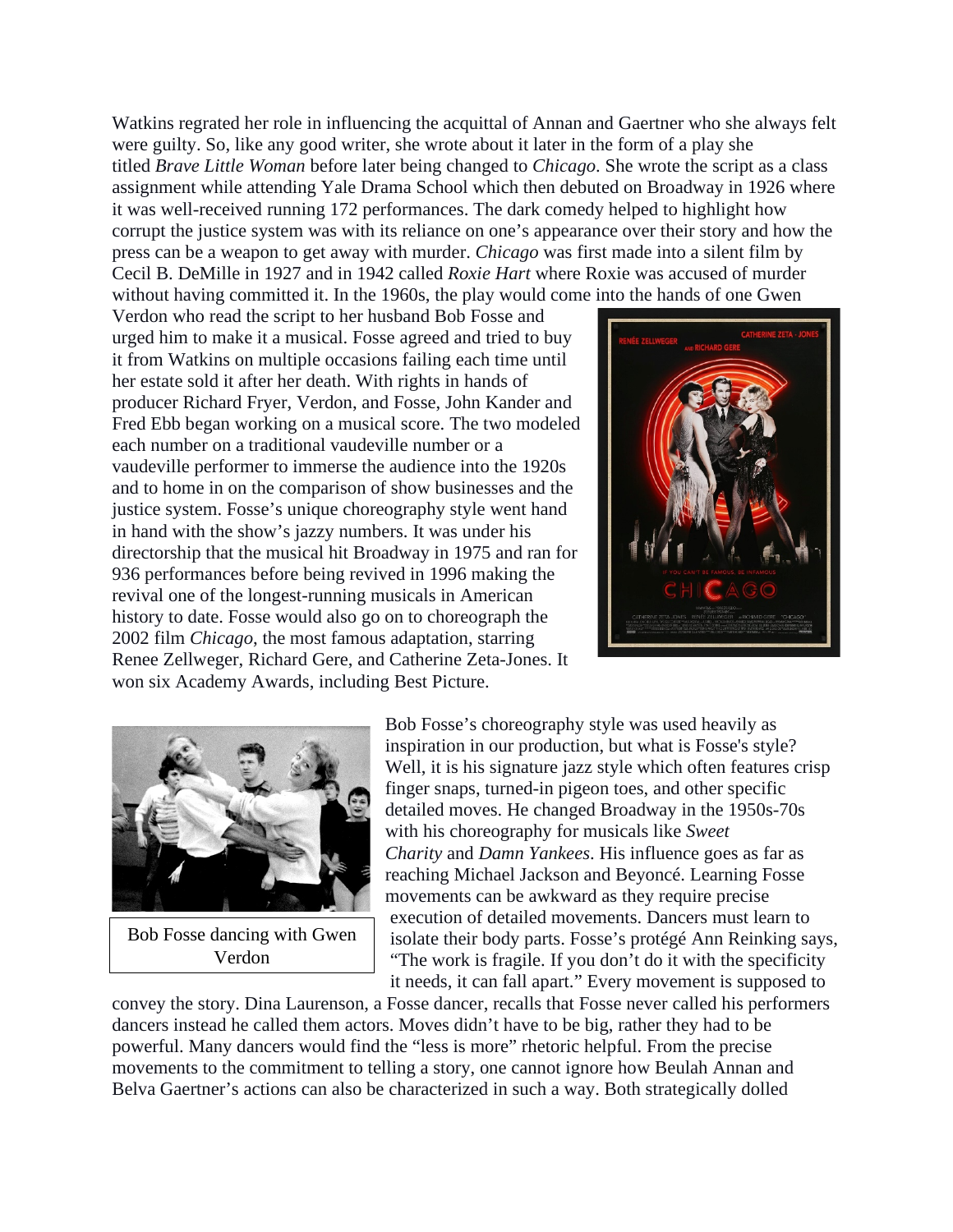Watkins regrated her role in influencing the acquittal of Annan and Gaertner who she always felt were guilty. So, like any good writer, she wrote about it later in the form of a play she titled *Brave Little Woman* before later being changed to *Chicago*. She wrote the script as a class assignment while attending Yale Drama School which then debuted on Broadway in 1926 where it was well-received running 172 performances. The dark comedy helped to highlight how corrupt the justice system was with its reliance on one's appearance over their story and how the press can be a weapon to get away with murder. *Chicago* was first made into a silent film by Cecil B. DeMille in 1927 and in 1942 called *Roxie Hart* where Roxie was accused of murder without having committed it. In the 1960s, the play would come into the hands of one Gwen Verdon who read the script to her husband Bob Fosse and urged him to make it a musical. Fosse agreed and tried to buy it from Watkins on multiple occasions failing each time until her estate sold it after her death. With rights in hands of producer Richard Fryer, Verdon, and Fosse, John Kander and Fred Ebb began working on a musical score. The two modeled each number on a traditional vaudeville number or a vaudeville performer to immerse the audience into the 1920s and to home in on the comparison of show businesses and the justice system. Fosse's unique choreography style went hand in hand with the show's jazzy numbers. It was under his directorship that the musical hit Broadway in 1975 and ran for 936 performances before being revived in 1996 making the revival one of the longest-running musicals in American history to date. Fosse would also go on to choreograph the 2002 film *Chicago*, the most famous adaptation, starring Renee Zellweger, Richard Gere, and Catherine Zeta-Jones. It won six Academy Awards, including Best Picture.

Bob Fosse dancing with Gwen Verdon

Bob Fosse's choreography style was used heavily as inspiration in our production, but what is Fosse's style? Well, it is his signature jazz style which often features crisp finger snaps, turned-in pigeon toes, and other specific detailed moves. He changed Broadway in the 1950s-70s with his choreography for musicals like *Sweet Charity* and *Damn Yankees*. His influence goes as far as reaching Michael Jackson and Beyoncé. Learning Fosse movements can be awkward as they require precise execution of detailed movements. Dancers must learn to isolate their body parts. Fosse's protégé Ann Reinking says, "The work is fragile. If you don't do it with the specificity it needs, it can fall apart." Every movement is supposed to convey the story. Dina Laurenson, a Fosse dancer, recalls that Fosse never called his performers dancers instead he called them actors. Moves didn't have to be big, rather they had to be powerful. Many dancers would find the "less is more" rhetoric helpful. From the precise movements to the commitment to telling a story, one cannot ignore how Beulah Annan and Belva Gaertner's actions can also be characterized in such a way. Both strategically dolled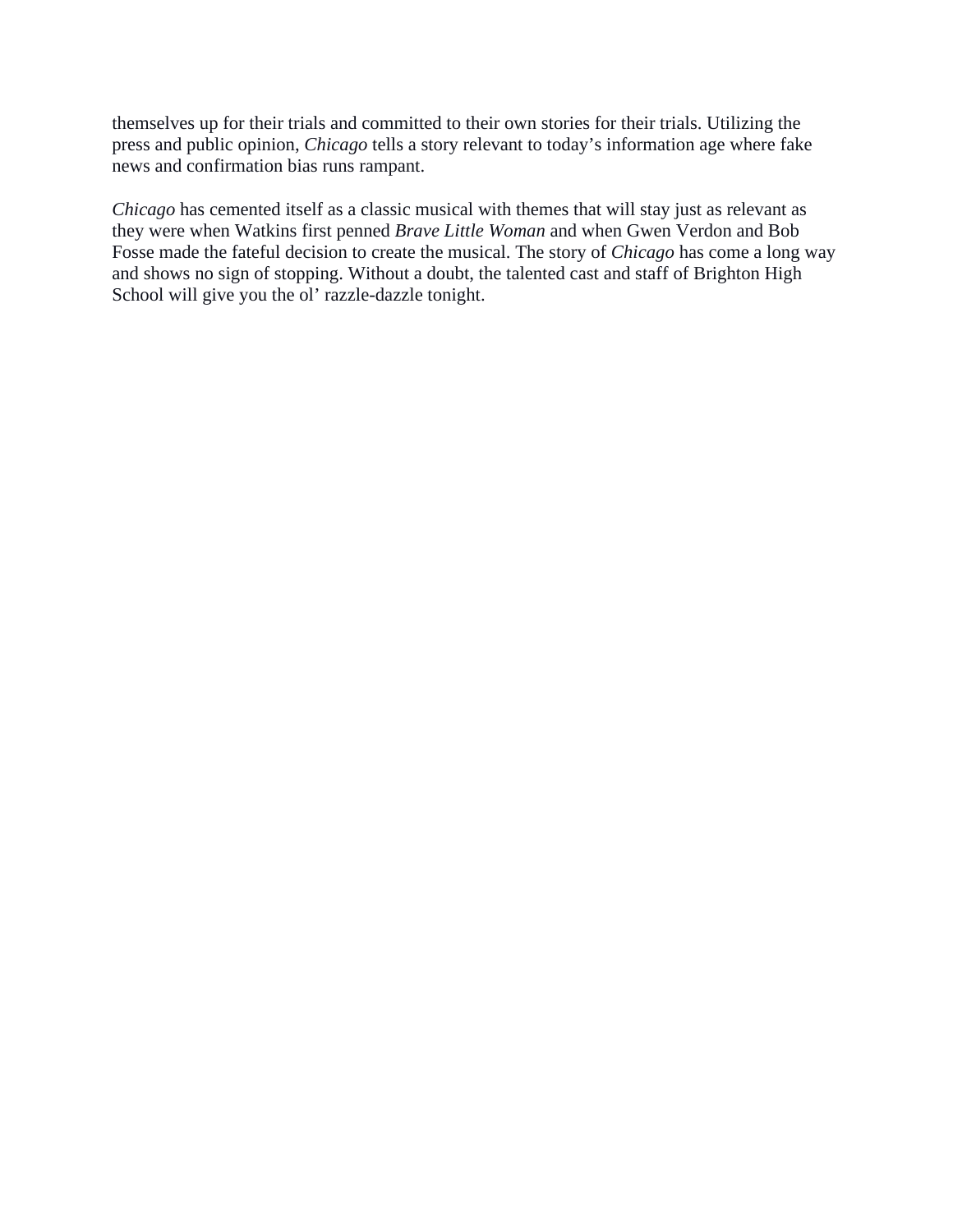themselves up for their trials and committed to their own stories for their trials. Utilizing the press and public opinion, *Chicago* tells a story relevant to today's information age where fake news and confirmation bias runs rampant.

*Chicago* has cemented itself as a classic musical with themes that will stay just as relevant as they were when Watkins first penned *Brave Little Woman* and when Gwen Verdon and Bob Fosse made the fateful decision to create the musical. The story of *Chicago* has come a long way and shows no sign of stopping. Without a doubt, the talented cast and staff of Brighton High School will give you the ol' razzle-dazzle tonight.